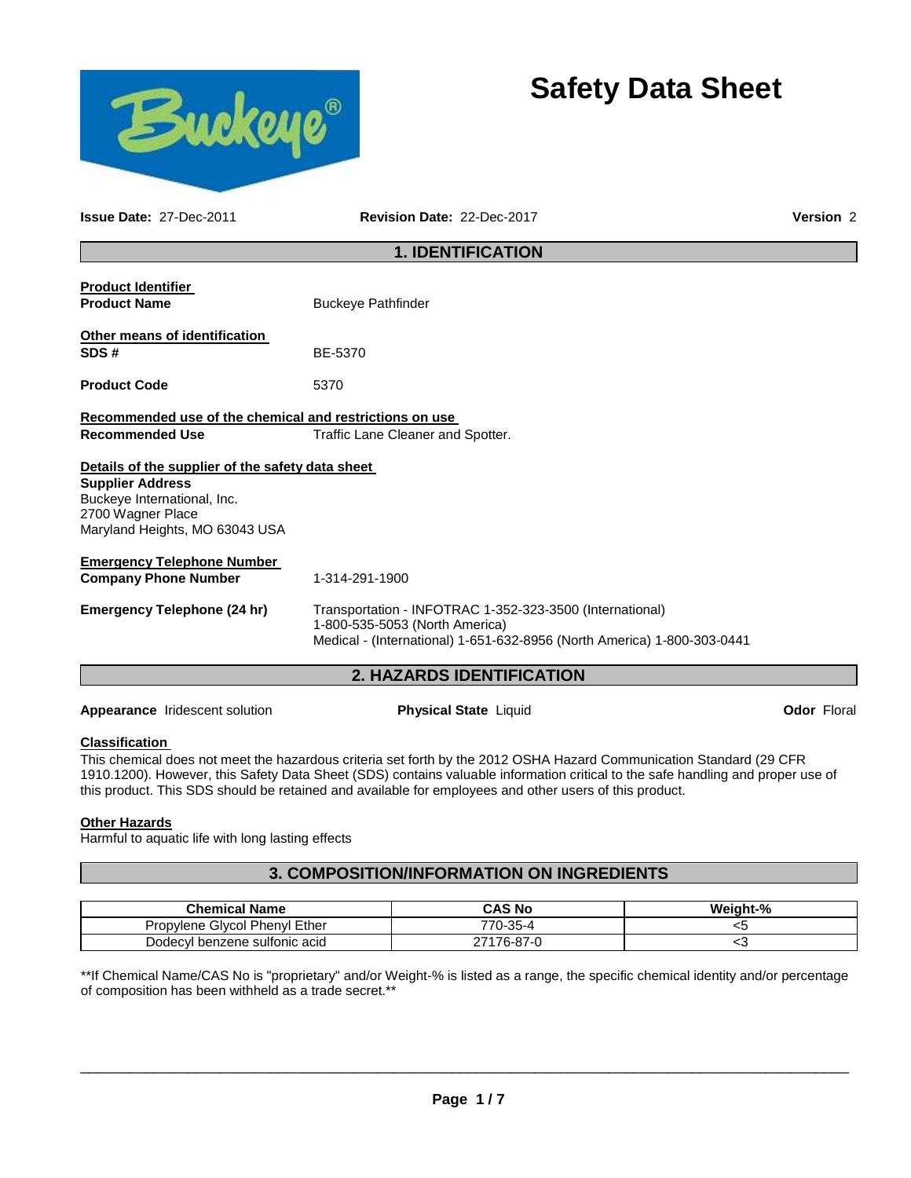# Safety Data Sheet

**Issue Date:** 27-Dec-2011 **Revision Date:** 22-Dec-2017 **Version** 2

## 1. IDENTIFICATION

**Product Identifier**

**Product Name** Buckeye Pathfinder

**Other means of identification**

**SDS #** BE-5370

**Product Code** 5370

**Recommended use of the chemical and restrictions on use**

**Recommended Use** Traffic Lane Cleaner and Spotter.

**Details of the supplier of the safety data sheet**

**Supplier Address**
Buckeye International, Inc.
2700 Wagner Place
Maryland Heights, MO 63043 USA

**Emergency Telephone Number**

**Company Phone Number** 1-314-291-1900

**Emergency Telephone (24 hr)** Transportation - INFOTRAC 1-352-323-3500 (International)
1-800-535-5053 (North America)
Medical - (International) 1-651-632-8956 (North America) 1-800-303-0441

## 2. HAZARDS IDENTIFICATION

**Appearance** Iridescent solution **Physical State** Liquid **Odor** Floral

**Classification**

This chemical does not meet the hazardous criteria set forth by the 2012 OSHA Hazard Communication Standard (29 CFR 1910.1200). However, this Safety Data Sheet (SDS) contains valuable information critical to the safe handling and proper use of this product. This SDS should be retained and available for employees and other users of this product.

**Other Hazards**

Harmful to aquatic life with long lasting effects

## 3. COMPOSITION/INFORMATION ON INGREDIENTS

| Chemical Name | CAS No | Weight-% |
|---|---|---|
| Propylene Glycol Phenyl Ether | 770-35-4 | <5 |
| Dodecyl benzene sulfonic acid | 27176-87-0 | <3 |

**If Chemical Name/CAS No is "proprietary" and/or Weight-% is listed as a range, the specific chemical identity and/or percentage of composition has been withheld as a trade secret.**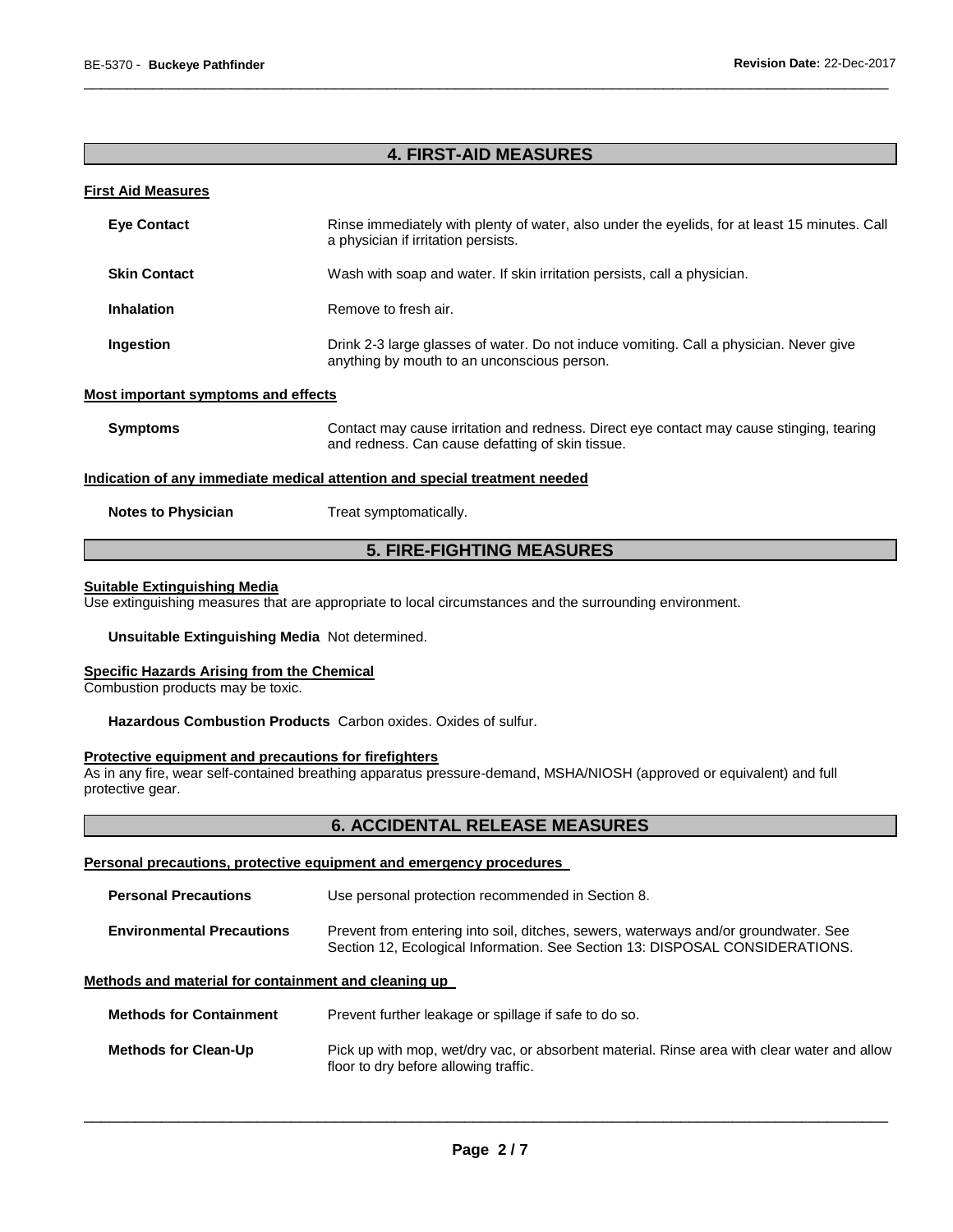## 4. FIRST-AID MEASURES

### First Aid Measures

**Eye Contact** Rinse immediately with plenty of water, also under the eyelids, for at least 15 minutes. Call a physician if irritation persists.

**Skin Contact** Wash with soap and water. If skin irritation persists, call a physician.

**Inhalation** Remove to fresh air.

**Ingestion** Drink 2-3 large glasses of water. Do not induce vomiting. Call a physician. Never give anything by mouth to an unconscious person.

### Most important symptoms and effects

**Symptoms** Contact may cause irritation and redness. Direct eye contact may cause stinging, tearing and redness. Can cause defatting of skin tissue.

### Indication of any immediate medical attention and special treatment needed

**Notes to Physician** Treat symptomatically.

## 5. FIRE-FIGHTING MEASURES

### Suitable Extinguishing Media

Use extinguishing measures that are appropriate to local circumstances and the surrounding environment.

**Unsuitable Extinguishing Media** Not determined.

### Specific Hazards Arising from the Chemical

Combustion products may be toxic.

**Hazardous Combustion Products** Carbon oxides. Oxides of sulfur.

### Protective equipment and precautions for firefighters

As in any fire, wear self-contained breathing apparatus pressure-demand, MSHA/NIOSH (approved or equivalent) and full protective gear.

## 6. ACCIDENTAL RELEASE MEASURES

### Personal precautions, protective equipment and emergency procedures

**Personal Precautions** Use personal protection recommended in Section 8.

**Environmental Precautions** Prevent from entering into soil, ditches, sewers, waterways and/or groundwater. See Section 12, Ecological Information. See Section 13: DISPOSAL CONSIDERATIONS.

### Methods and material for containment and cleaning up

**Methods for Containment** Prevent further leakage or spillage if safe to do so.

**Methods for Clean-Up** Pick up with mop, wet/dry vac, or absorbent material. Rinse area with clear water and allow floor to dry before allowing traffic.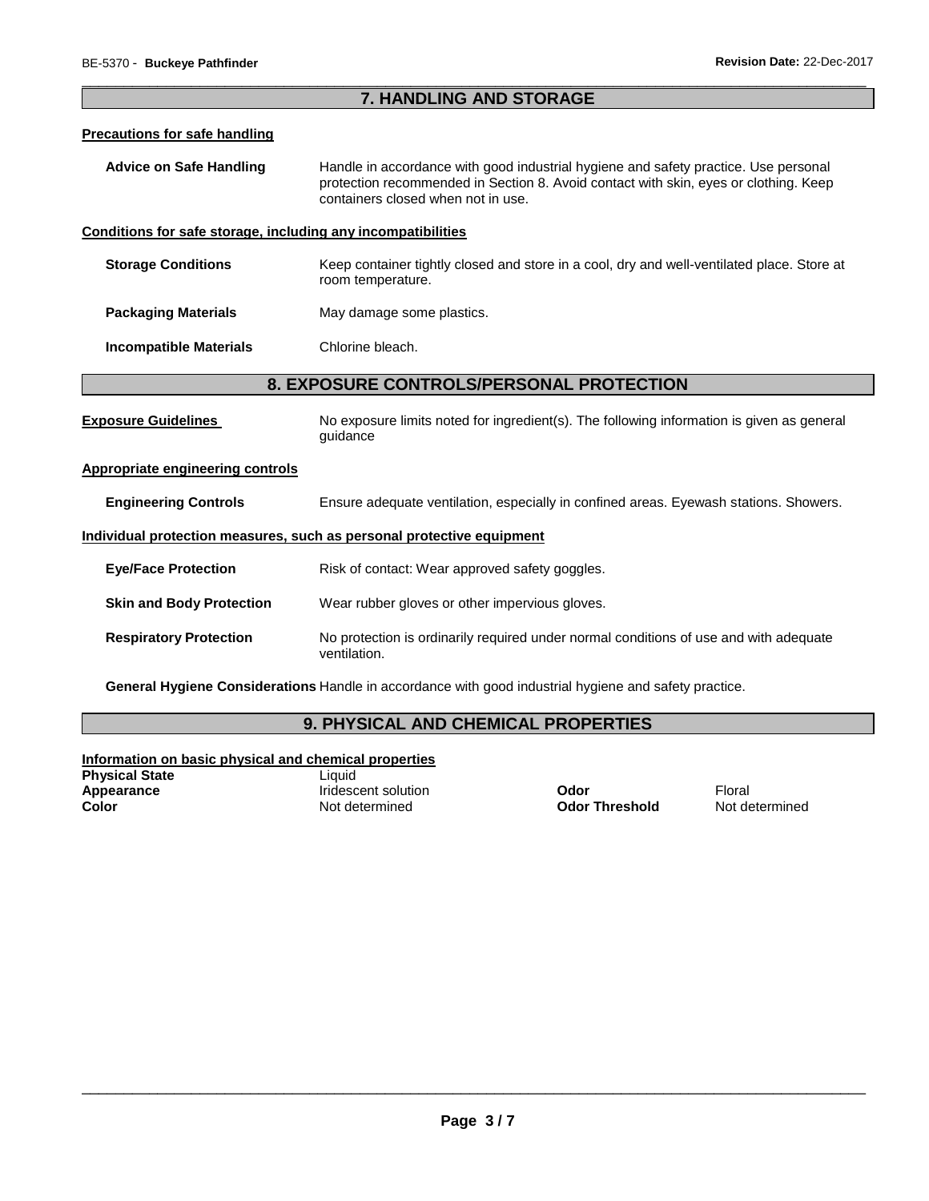## 7. HANDLING AND STORAGE

**Precautions for safe handling**

**Advice on Safe Handling** — Handle in accordance with good industrial hygiene and safety practice. Use personal protection recommended in Section 8. Avoid contact with skin, eyes or clothing. Keep containers closed when not in use.

**Conditions for safe storage, including any incompatibilities**

**Storage Conditions** — Keep container tightly closed and store in a cool, dry and well-ventilated place. Store at room temperature.

**Packaging Materials** — May damage some plastics.

**Incompatible Materials** — Chlorine bleach.

## 8. EXPOSURE CONTROLS/PERSONAL PROTECTION

**Exposure Guidelines** — No exposure limits noted for ingredient(s). The following information is given as general guidance

**Appropriate engineering controls**

**Engineering Controls** — Ensure adequate ventilation, especially in confined areas. Eyewash stations. Showers.

**Individual protection measures, such as personal protective equipment**

**Eye/Face Protection** — Risk of contact: Wear approved safety goggles.

**Skin and Body Protection** — Wear rubber gloves or other impervious gloves.

**Respiratory Protection** — No protection is ordinarily required under normal conditions of use and with adequate ventilation.

**General Hygiene Considerations** Handle in accordance with good industrial hygiene and safety practice.

## 9. PHYSICAL AND CHEMICAL PROPERTIES

**Information on basic physical and chemical properties**

| | | | |
|---|---|---|---|
| **Physical State** | Liquid | | |
| **Appearance** | Iridescent solution | **Odor** | Floral |
| **Color** | Not determined | **Odor Threshold** | Not determined |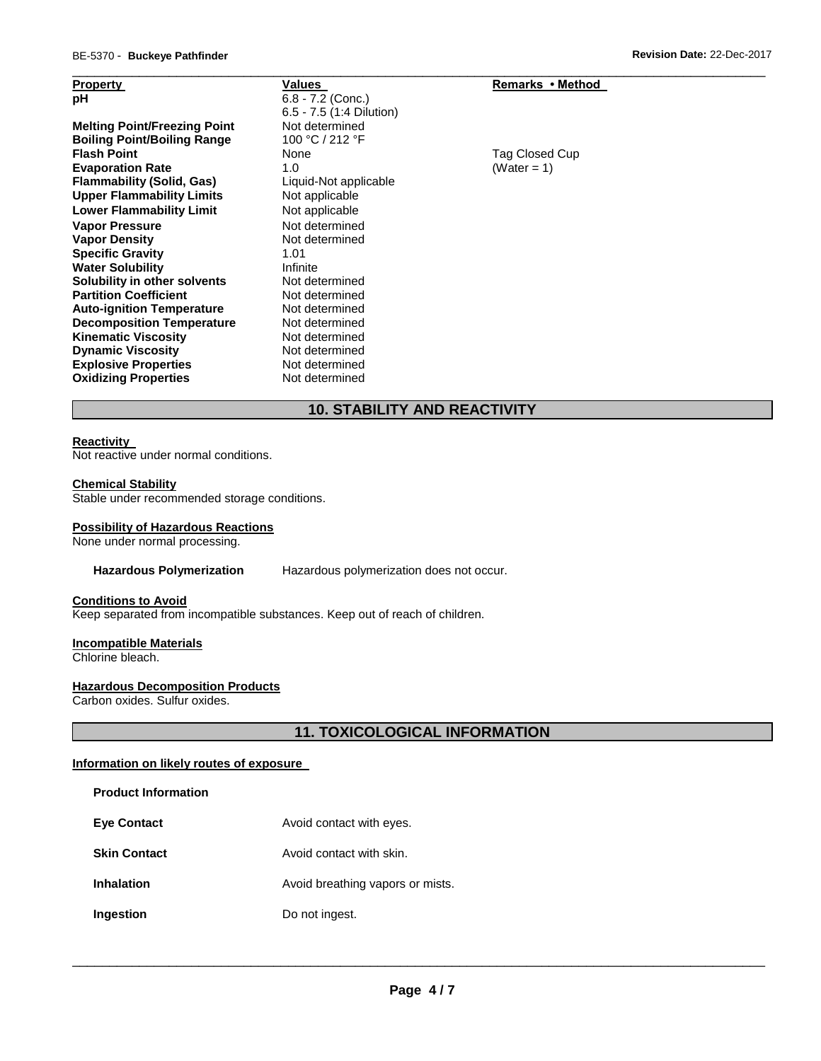| Property | Values | Remarks • Method |
| --- | --- | --- |
| **pH** | 6.8 - 7.2 (Conc.)<br>6.5 - 7.5 (1:4 Dilution) | |
| **Melting Point/Freezing Point** | Not determined | |
| **Boiling Point/Boiling Range** | 100 °C / 212 °F | |
| **Flash Point** | None | Tag Closed Cup |
| **Evaporation Rate** | 1.0 | (Water = 1) |
| **Flammability (Solid, Gas)** | Liquid-Not applicable | |
| **Upper Flammability Limits** | Not applicable | |
| **Lower Flammability Limit** | Not applicable | |
| **Vapor Pressure** | Not determined | |
| **Vapor Density** | Not determined | |
| **Specific Gravity** | 1.01 | |
| **Water Solubility** | Infinite | |
| **Solubility in other solvents** | Not determined | |
| **Partition Coefficient** | Not determined | |
| **Auto-ignition Temperature** | Not determined | |
| **Decomposition Temperature** | Not determined | |
| **Kinematic Viscosity** | Not determined | |
| **Dynamic Viscosity** | Not determined | |
| **Explosive Properties** | Not determined | |
| **Oxidizing Properties** | Not determined | |

## 10. STABILITY AND REACTIVITY

**Reactivity**

Not reactive under normal conditions.

**Chemical Stability**

Stable under recommended storage conditions.

**Possibility of Hazardous Reactions**

None under normal processing.

**Hazardous Polymerization** Hazardous polymerization does not occur.

**Conditions to Avoid**

Keep separated from incompatible substances. Keep out of reach of children.

**Incompatible Materials**

Chlorine bleach.

**Hazardous Decomposition Products**

Carbon oxides. Sulfur oxides.

## 11. TOXICOLOGICAL INFORMATION

**Information on likely routes of exposure**

**Product Information**

**Eye Contact** Avoid contact with eyes.

**Skin Contact** Avoid contact with skin.

**Inhalation** Avoid breathing vapors or mists.

**Ingestion** Do not ingest.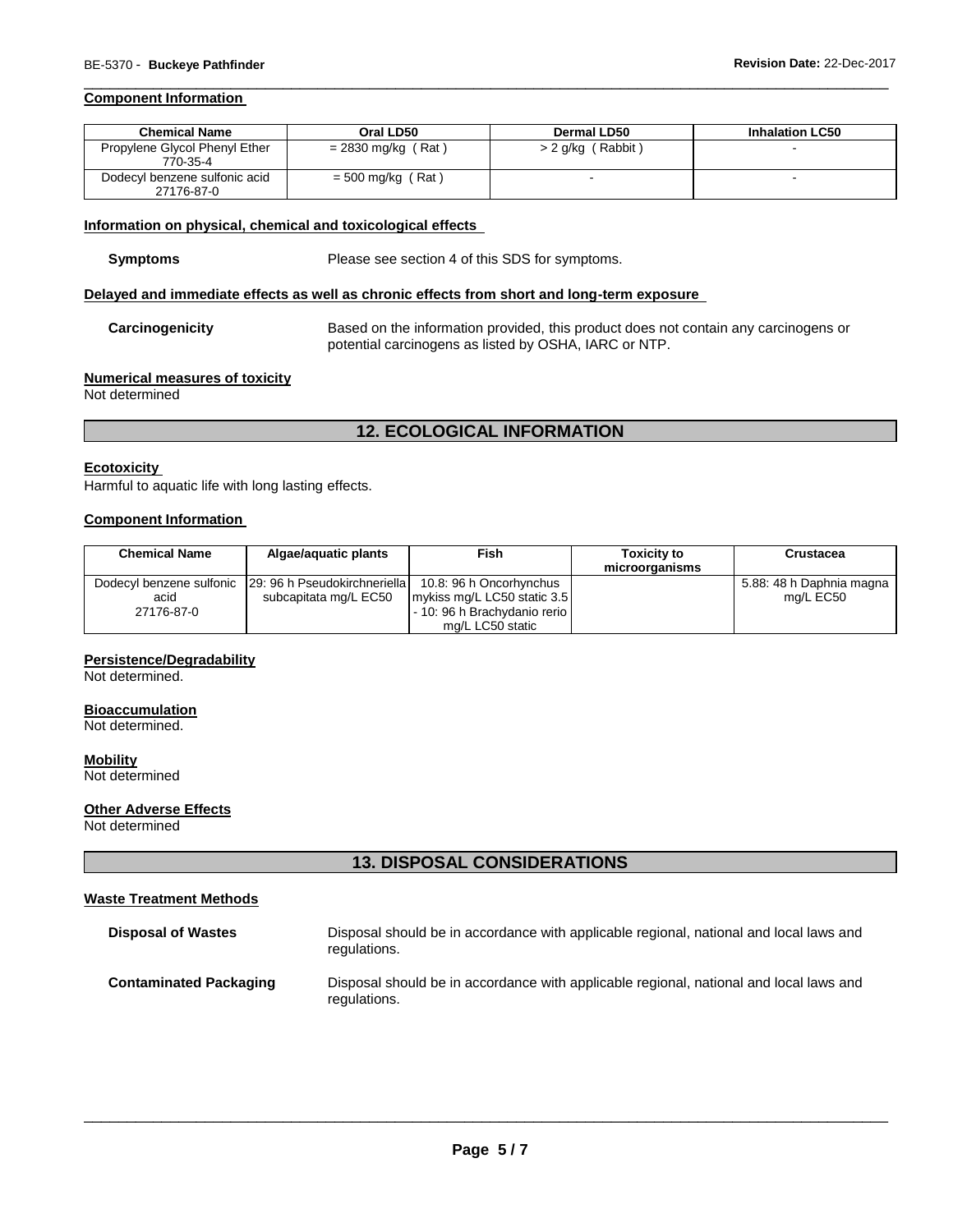#### Component Information

| Chemical Name | Oral LD50 | Dermal LD50 | Inhalation LC50 |
|---|---|---|---|
| Propylene Glycol Phenyl Ether 770-35-4 | = 2830 mg/kg ( Rat ) | > 2 g/kg ( Rabbit ) | - |
| Dodecyl benzene sulfonic acid 27176-87-0 | = 500 mg/kg ( Rat ) | - | - |

#### Information on physical, chemical and toxicological effects

**Symptoms** Please see section 4 of this SDS for symptoms.

#### Delayed and immediate effects as well as chronic effects from short and long-term exposure

**Carcinogenicity** Based on the information provided, this product does not contain any carcinogens or potential carcinogens as listed by OSHA, IARC or NTP.

#### Numerical measures of toxicity

Not determined

## 12. ECOLOGICAL INFORMATION

#### Ecotoxicity

Harmful to aquatic life with long lasting effects.

#### Component Information

| Chemical Name | Algae/aquatic plants | Fish | Toxicity to microorganisms | Crustacea |
|---|---|---|---|---|
| Dodecyl benzene sulfonic acid 27176-87-0 | 29: 96 h Pseudokirchneriella subcapitata mg/L EC50 | 10.8: 96 h Oncorhynchus mykiss mg/L LC50 static 3.5 - 10: 96 h Brachydanio rerio mg/L LC50 static | | 5.88: 48 h Daphnia magna mg/L EC50 |

#### Persistence/Degradability

Not determined.

#### Bioaccumulation

Not determined.

#### Mobility

Not determined

#### Other Adverse Effects

Not determined

## 13. DISPOSAL CONSIDERATIONS

#### Waste Treatment Methods

**Disposal of Wastes** Disposal should be in accordance with applicable regional, national and local laws and regulations.

**Contaminated Packaging** Disposal should be in accordance with applicable regional, national and local laws and regulations.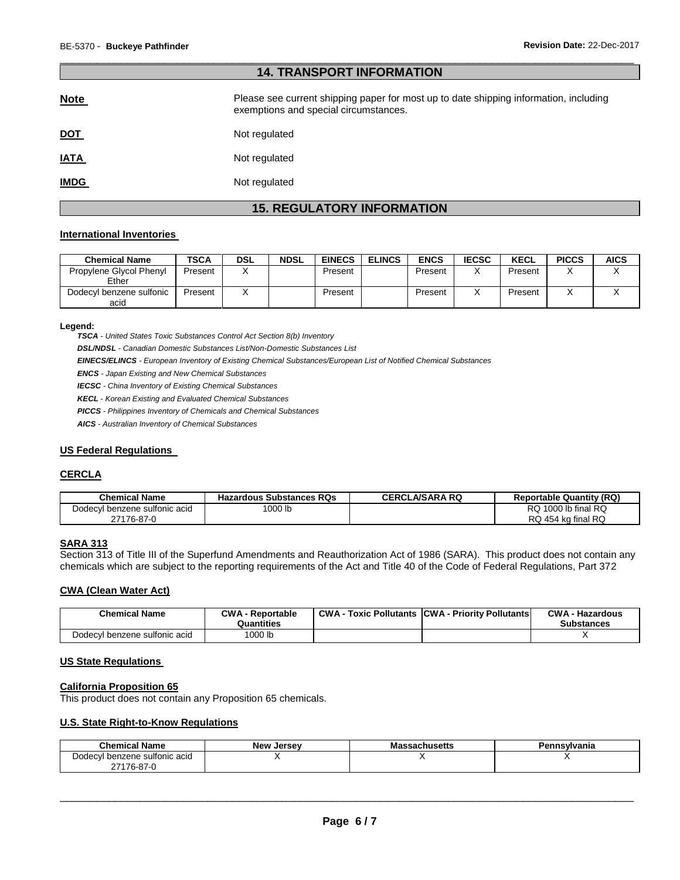## 14. TRANSPORT INFORMATION

**Note** Please see current shipping paper for most up to date shipping information, including exemptions and special circumstances.

**DOT** Not regulated

**IATA** Not regulated

**IMDG** Not regulated

## 15. REGULATORY INFORMATION

### International Inventories

| Chemical Name | TSCA | DSL | NDSL | EINECS | ELINCS | ENCS | IECSC | KECL | PICCS | AICS |
|---|---|---|---|---|---|---|---|---|---|---|
| Propylene Glycol Phenyl Ether | Present | X | | Present | | Present | X | Present | X | X |
| Dodecyl benzene sulfonic acid | Present | X | | Present | | Present | X | Present | X | X |

**Legend:**

*TSCA - United States Toxic Substances Control Act Section 8(b) Inventory*

*DSL/NDSL - Canadian Domestic Substances List/Non-Domestic Substances List*

*EINECS/ELINCS - European Inventory of Existing Chemical Substances/European List of Notified Chemical Substances*

*ENCS - Japan Existing and New Chemical Substances*

*IECSC - China Inventory of Existing Chemical Substances*

*KECL - Korean Existing and Evaluated Chemical Substances*

*PICCS - Philippines Inventory of Chemicals and Chemical Substances*

*AICS - Australian Inventory of Chemical Substances*

### US Federal Regulations

### CERCLA

| Chemical Name | Hazardous Substances RQs | CERCLA/SARA RQ | Reportable Quantity (RQ) |
|---|---|---|---|
| Dodecyl benzene sulfonic acid 27176-87-0 | 1000 lb | | RQ 1000 lb final RQ RQ 454 kg final RQ |

### SARA 313

Section 313 of Title III of the Superfund Amendments and Reauthorization Act of 1986 (SARA). This product does not contain any chemicals which are subject to the reporting requirements of the Act and Title 40 of the Code of Federal Regulations, Part 372

### CWA (Clean Water Act)

| Chemical Name | CWA - Reportable Quantities | CWA - Toxic Pollutants | CWA - Priority Pollutants | CWA - Hazardous Substances |
|---|---|---|---|---|
| Dodecyl benzene sulfonic acid | 1000 lb | | | X |

### US State Regulations

### California Proposition 65

This product does not contain any Proposition 65 chemicals.

### U.S. State Right-to-Know Regulations

| Chemical Name | New Jersey | Massachusetts | Pennsylvania |
|---|---|---|---|
| Dodecyl benzene sulfonic acid 27176-87-0 | X | X | X |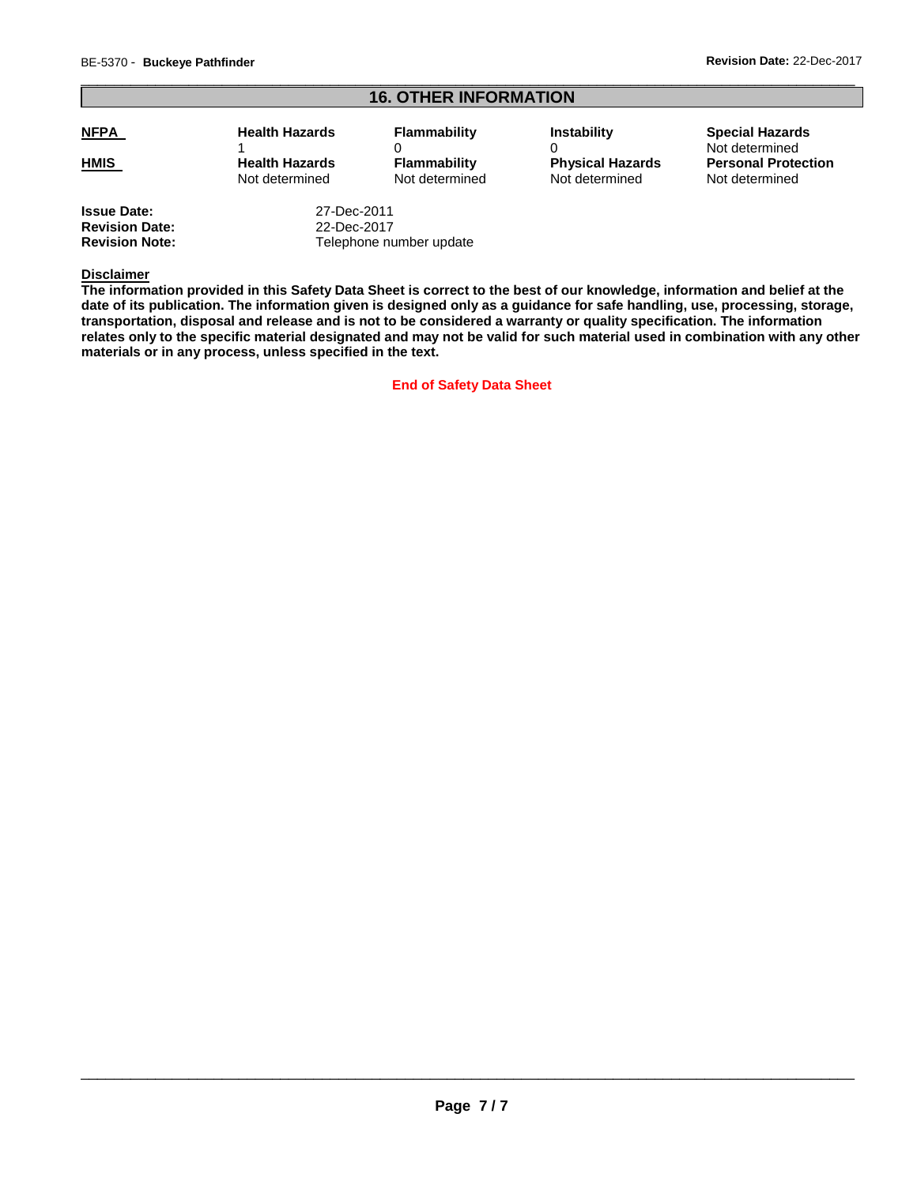## 16. OTHER INFORMATION

| | | | | |
|---|---|---|---|---|
| **NFPA** | **Health Hazards** 1 | **Flammability** 0 | **Instability** 0 | **Special Hazards** Not determined |
| **HMIS** | **Health Hazards** Not determined | **Flammability** Not determined | **Physical Hazards** Not determined | **Personal Protection** Not determined |

**Issue Date:** 27-Dec-2011
**Revision Date:** 22-Dec-2017
**Revision Note:** Telephone number update

**Disclaimer**

**The information provided in this Safety Data Sheet is correct to the best of our knowledge, information and belief at the date of its publication. The information given is designed only as a guidance for safe handling, use, processing, storage, transportation, disposal and release and is not to be considered a warranty or quality specification. The information relates only to the specific material designated and may not be valid for such material used in combination with any other materials or in any process, unless specified in the text.**

**End of Safety Data Sheet**